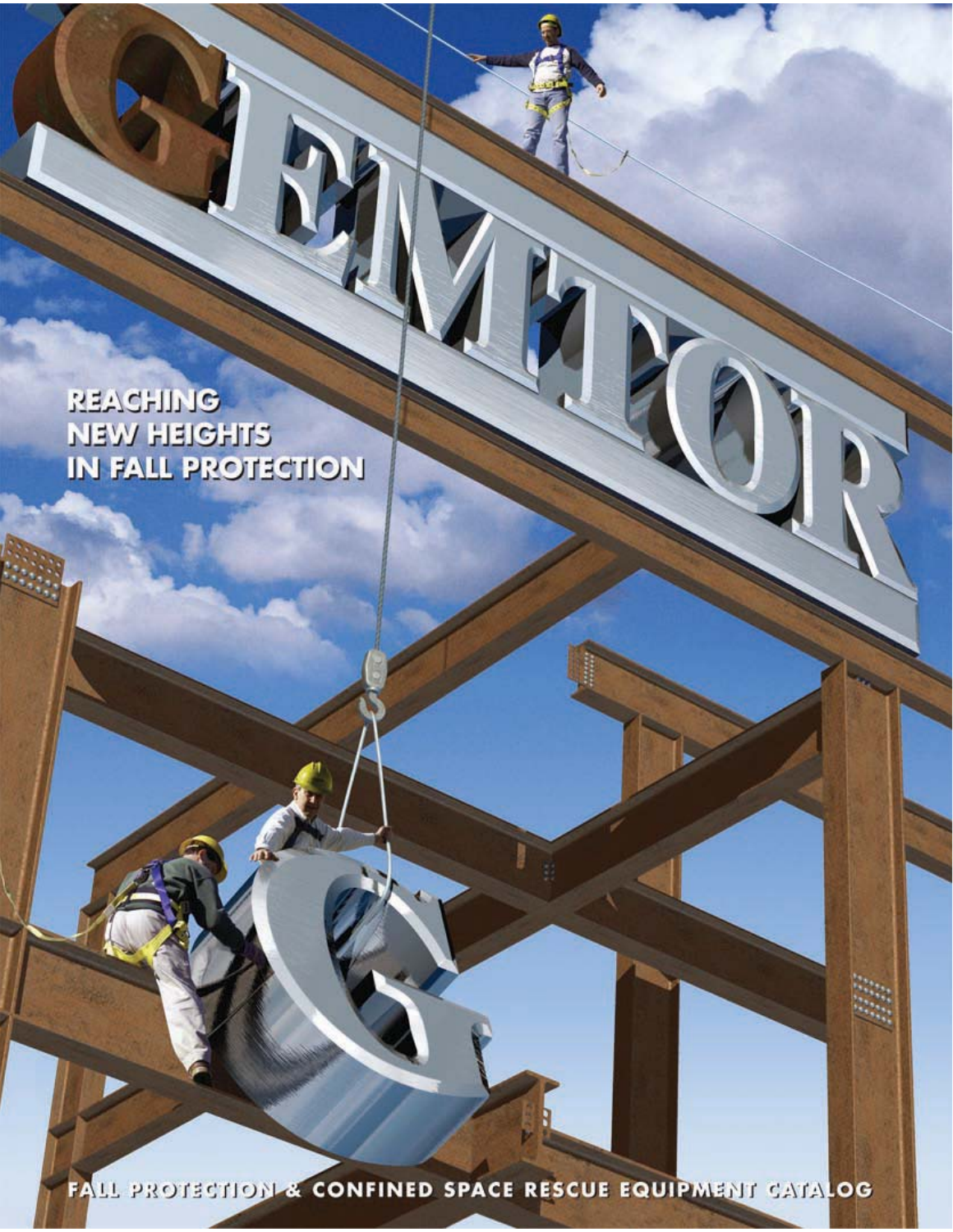# GEMTOR

**REACHING NEW HEIGHTS IN FALL PROTECTION**

**FALL PROTECTION & CONFINED SPACE RESCUE EQUIPMENT CATALOG**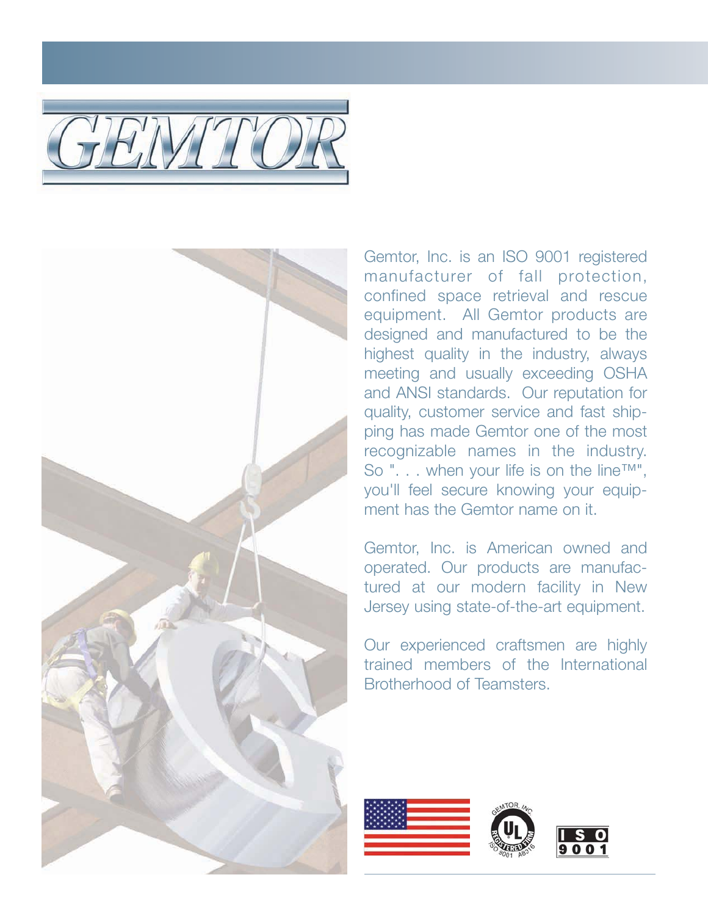# GEMTOR

Gemtor, Inc. is an ISO 9001 registered manufacturer of fall protection, confined space retrieval and rescue equipment. All Gemtor products are designed and manufactured to be the highest quality in the industry, always meeting and usually exceeding OSHA and ANSI standards. Our reputation for quality, customer service and fast shipping has made Gemtor one of the most recognizable names in the industry. So ". . . when your life is on the line™", you'll feel secure knowing your equipment has the Gemtor name on it.

Gemtor, Inc. is American owned and operated. Our products are manufactured at our modern facility in New Jersey using state-of-the-art equipment.

Our experienced craftsmen are highly trained members of the International Brotherhood of Teamsters.

GEMTOR, INC. UL REGISTERED FIRM ISO 9001 A8316

ISO 9001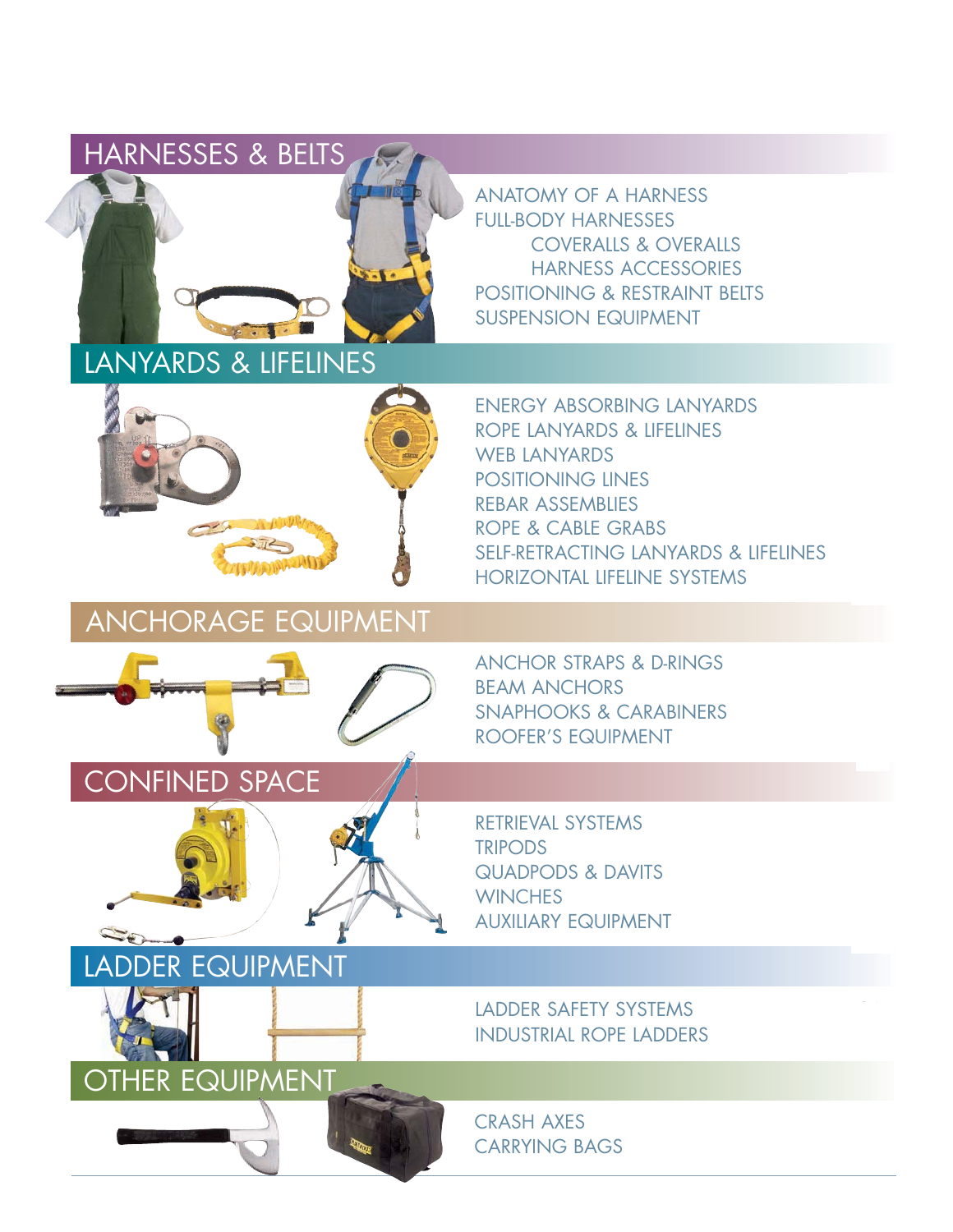## HARNESSES & BELTS

- ANATOMY OF A HARNESS
- FULL-BODY HARNESSES
  - COVERALLS & OVERALLS
  - HARNESS ACCESSORIES
- POSITIONING & RESTRAINT BELTS
- SUSPENSION EQUIPMENT

## LANYARDS & LIFELINES

- ENERGY ABSORBING LANYARDS
- ROPE LANYARDS & LIFELINES
- WEB LANYARDS
- POSITIONING LINES
- REBAR ASSEMBLIES
- ROPE & CABLE GRABS
- SELF-RETRACTING LANYARDS & LIFELINES
- HORIZONTAL LIFELINE SYSTEMS

## ANCHORAGE EQUIPMENT

- ANCHOR STRAPS & D-RINGS
- BEAM ANCHORS
- SNAPHOOKS & CARABINERS
- ROOFER'S EQUIPMENT

## CONFINED SPACE

- RETRIEVAL SYSTEMS
- TRIPODS
- QUADPODS & DAVITS
- WINCHES
- AUXILIARY EQUIPMENT

## LADDER EQUIPMENT

- LADDER SAFETY SYSTEMS
- INDUSTRIAL ROPE LADDERS

## OTHER EQUIPMENT

- CRASH AXES
- CARRYING BAGS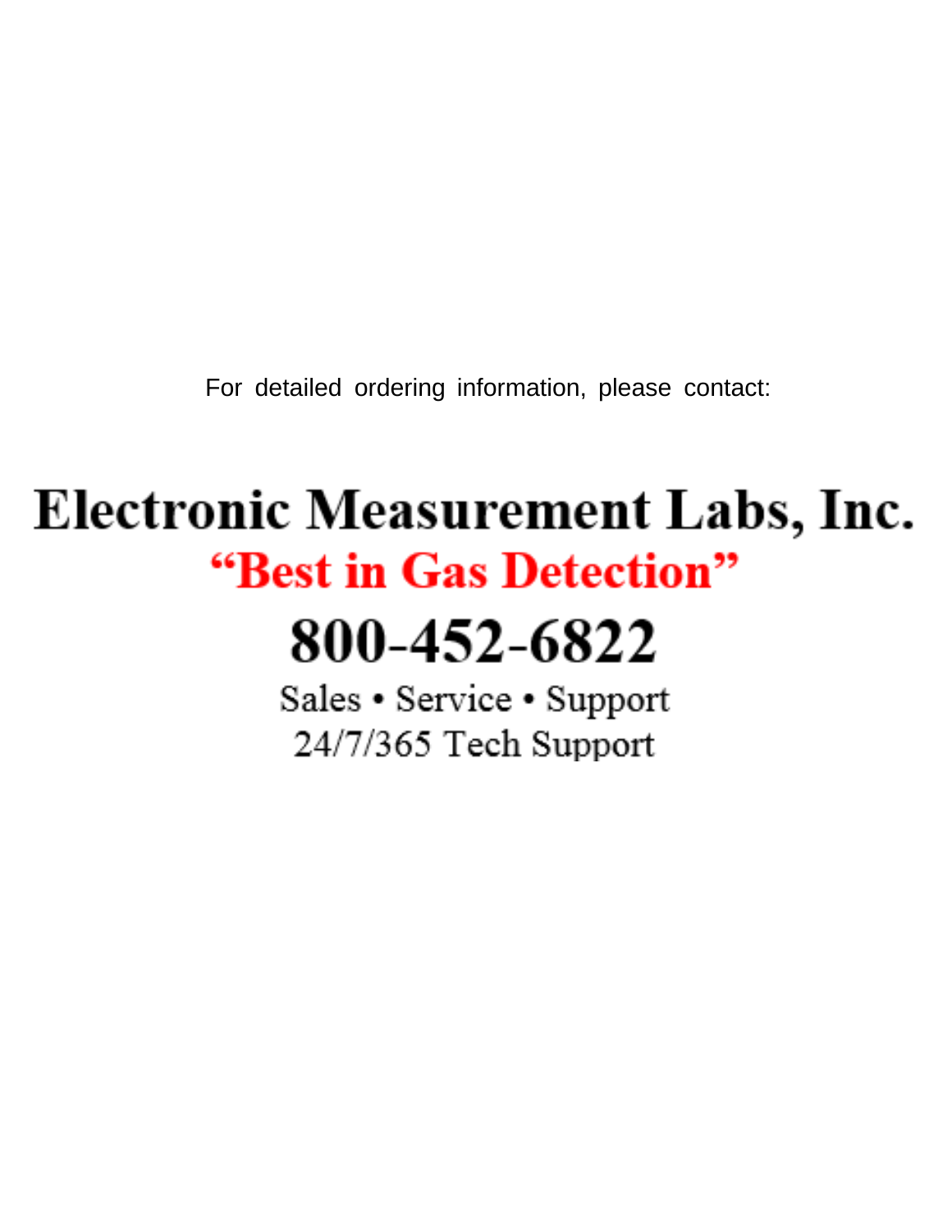For detailed ordering information, please contact:

# Electronic Measurement Labs, Inc.

**"Best in Gas Detection"**

## 800-452-6822

Sales • Service • Support

24/7/365 Tech Support